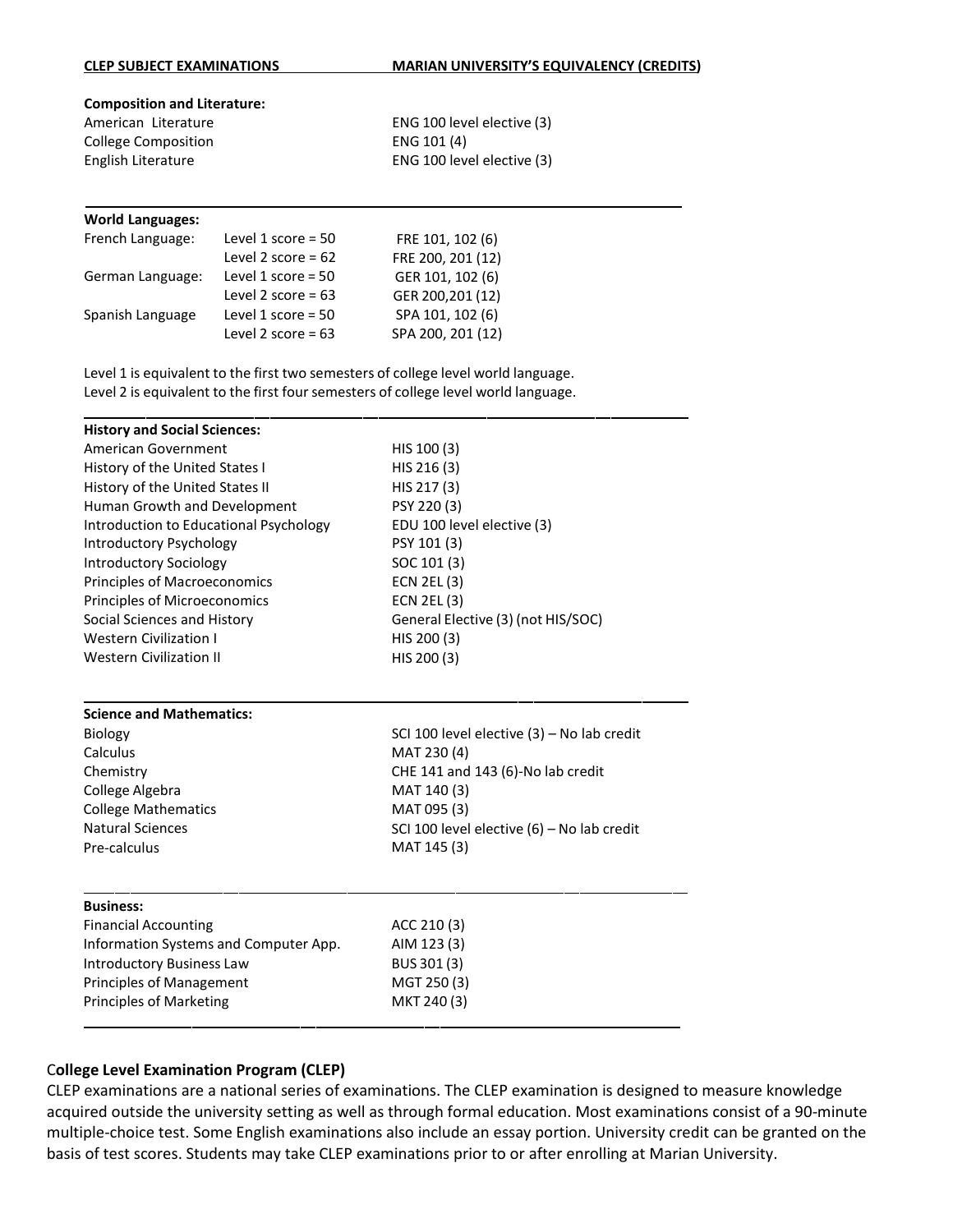| CLEP SUBJECT EXAMINATIONS | | MARIAN UNIVERSITY'S EQUIVALENCY (CREDITS) |
|---|---|---|
| **Composition and Literature:** | | |
| American Literature | | ENG 100 level elective (3) |
| College Composition | | ENG 101 (4) |
| English Literature | | ENG 100 level elective (3) |
| **World Languages:** | | |
| French Language: | Level 1 score = 50 | FRE 101, 102 (6) |
| | Level 2 score = 62 | FRE 200, 201 (12) |
| German Language: | Level 1 score = 50 | GER 101, 102 (6) |
| | Level 2 score = 63 | GER 200,201 (12) |
| Spanish Language | Level 1 score = 50 | SPA 101, 102 (6) |
| | Level 2 score = 63 | SPA 200, 201 (12) |

Level 1 is equivalent to the first two semesters of college level world language.
Level 2 is equivalent to the first four semesters of college level world language.

| CLEP SUBJECT EXAMINATIONS | MARIAN UNIVERSITY'S EQUIVALENCY (CREDITS) |
|---|---|
| **History and Social Sciences:** | |
| American Government | HIS 100 (3) |
| History of the United States I | HIS 216 (3) |
| History of the United States II | HIS 217 (3) |
| Human Growth and Development | PSY 220 (3) |
| Introduction to Educational Psychology | EDU 100 level elective (3) |
| Introductory Psychology | PSY 101 (3) |
| Introductory Sociology | SOC 101 (3) |
| Principles of Macroeconomics | ECN 2EL (3) |
| Principles of Microeconomics | ECN 2EL (3) |
| Social Sciences and History | General Elective (3) (not HIS/SOC) |
| Western Civilization I | HIS 200 (3) |
| Western Civilization II | HIS 200 (3) |
| **Science and Mathematics:** | |
| Biology | SCI 100 level elective (3) – No lab credit |
| Calculus | MAT 230 (4) |
| Chemistry | CHE 141 and 143 (6)-No lab credit |
| College Algebra | MAT 140 (3) |
| College Mathematics | MAT 095 (3) |
| Natural Sciences | SCI 100 level elective (6) – No lab credit |
| Pre-calculus | MAT 145 (3) |
| **Business:** | |
| Financial Accounting | ACC 210 (3) |
| Information Systems and Computer App. | AIM 123 (3) |
| Introductory Business Law | BUS 301 (3) |
| Principles of Management | MGT 250 (3) |
| Principles of Marketing | MKT 240 (3) |

**College Level Examination Program (CLEP)**

CLEP examinations are a national series of examinations. The CLEP examination is designed to measure knowledge acquired outside the university setting as well as through formal education. Most examinations consist of a 90-minute multiple-choice test. Some English examinations also include an essay portion. University credit can be granted on the basis of test scores. Students may take CLEP examinations prior to or after enrolling at Marian University.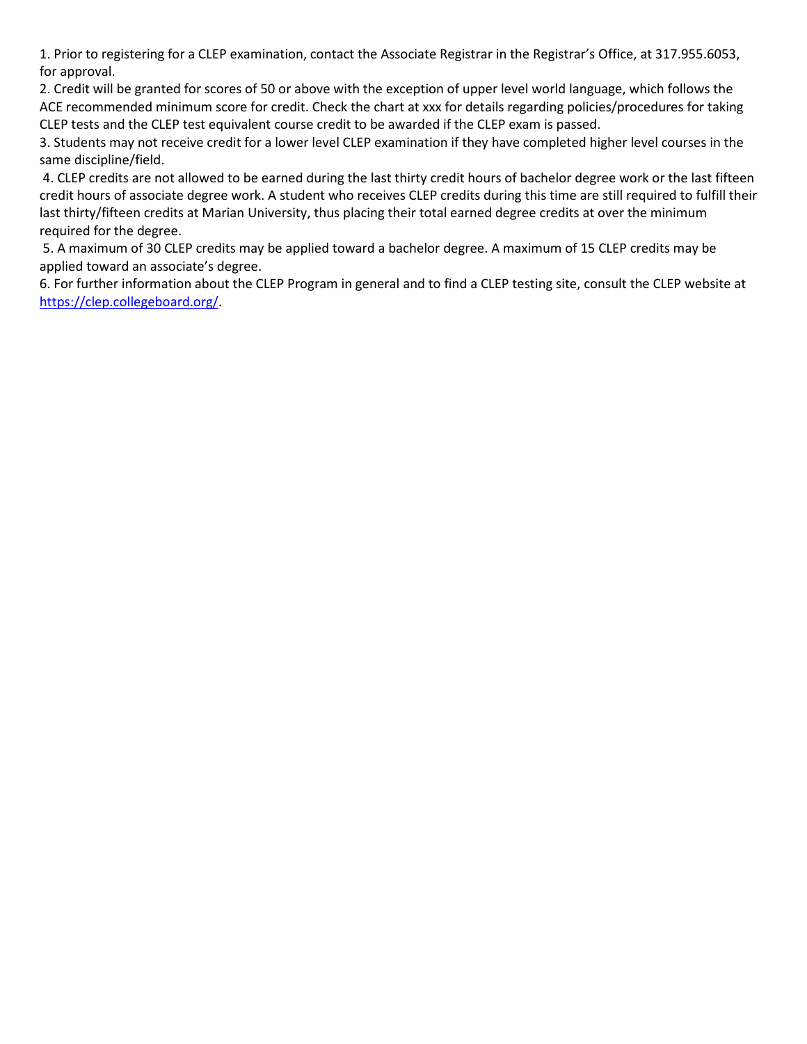1. Prior to registering for a CLEP examination, contact the Associate Registrar in the Registrar's Office, at 317.955.6053, for approval.
2. Credit will be granted for scores of 50 or above with the exception of upper level world language, which follows the ACE recommended minimum score for credit. Check the chart at xxx for details regarding policies/procedures for taking CLEP tests and the CLEP test equivalent course credit to be awarded if the CLEP exam is passed.
3. Students may not receive credit for a lower level CLEP examination if they have completed higher level courses in the same discipline/field.
4. CLEP credits are not allowed to be earned during the last thirty credit hours of bachelor degree work or the last fifteen credit hours of associate degree work. A student who receives CLEP credits during this time are still required to fulfill their last thirty/fifteen credits at Marian University, thus placing their total earned degree credits at over the minimum required for the degree.
5. A maximum of 30 CLEP credits may be applied toward a bachelor degree. A maximum of 15 CLEP credits may be applied toward an associate's degree.
6. For further information about the CLEP Program in general and to find a CLEP testing site, consult the CLEP website at https://clep.collegeboard.org/.